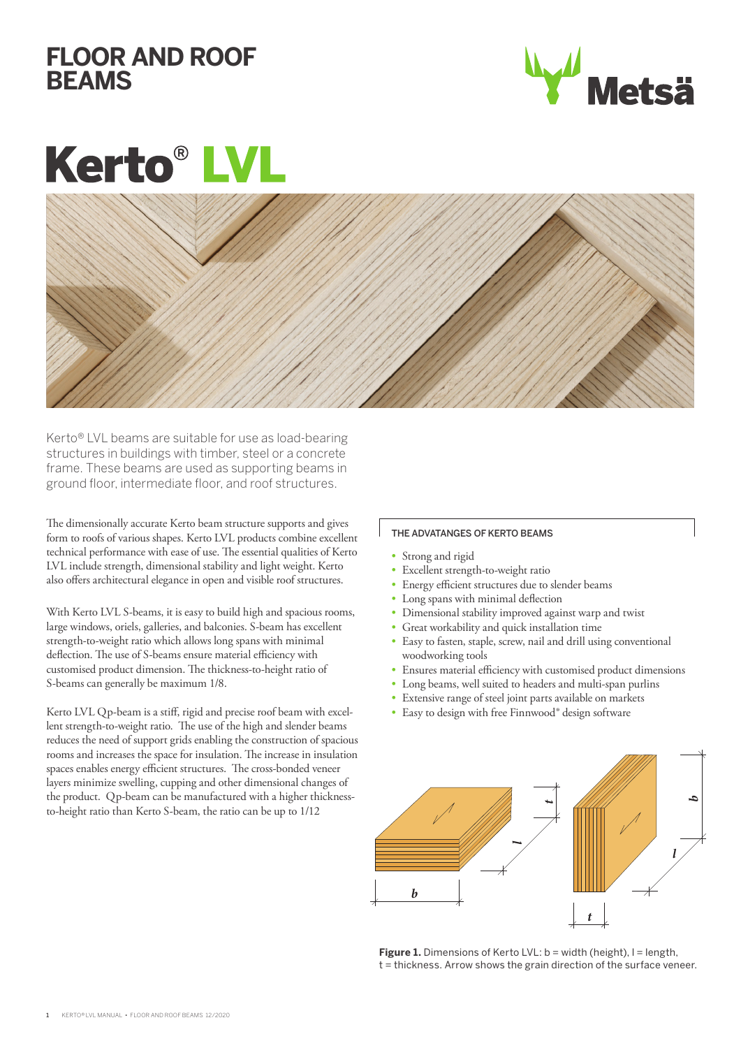# FLOOR AND ROOF BEAMS

# Kerto® LVL

Kerto® LVL beams are suitable for use as load-bearing structures in buildings with timber, steel or a concrete frame. These beams are used as supporting beams in ground floor, intermediate floor, and roof structures.

The dimensionally accurate Kerto beam structure supports and gives form to roofs of various shapes. Kerto LVL products combine excellent technical performance with ease of use. The essential qualities of Kerto LVL include strength, dimensional stability and light weight. Kerto also offers architectural elegance in open and visible roof structures.

With Kerto LVL S-beams, it is easy to build high and spacious rooms, large windows, oriels, galleries, and balconies. S-beam has excellent strength-to-weight ratio which allows long spans with minimal deflection. The use of S-beams ensure material efficiency with customised product dimension. The thickness-to-height ratio of S-beams can generally be maximum 1/8.

Kerto LVL Qp-beam is a stiff, rigid and precise roof beam with excellent strength-to-weight ratio. The use of the high and slender beams reduces the need of support grids enabling the construction of spacious rooms and increases the space for insulation. The increase in insulation spaces enables energy efficient structures. The cross-bonded veneer layers minimize swelling, cupping and other dimensional changes of the product. Qp-beam can be manufactured with a higher thickness-to-height ratio than Kerto S-beam, the ratio can be up to 1/12

## THE ADVATANGES OF KERTO BEAMS

- Strong and rigid
- Excellent strength-to-weight ratio
- Energy efficient structures due to slender beams
- Long spans with minimal deflection
- Dimensional stability improved against warp and twist
- Great workability and quick installation time
- Easy to fasten, staple, screw, nail and drill using conventional woodworking tools
- Ensures material efficiency with customised product dimensions
- Long beams, well suited to headers and multi-span purlins
- Extensive range of steel joint parts available on markets
- Easy to design with free Finnwood® design software

**Figure 1.** Dimensions of Kerto LVL: b = width (height), l = length, t = thickness. Arrow shows the grain direction of the surface veneer.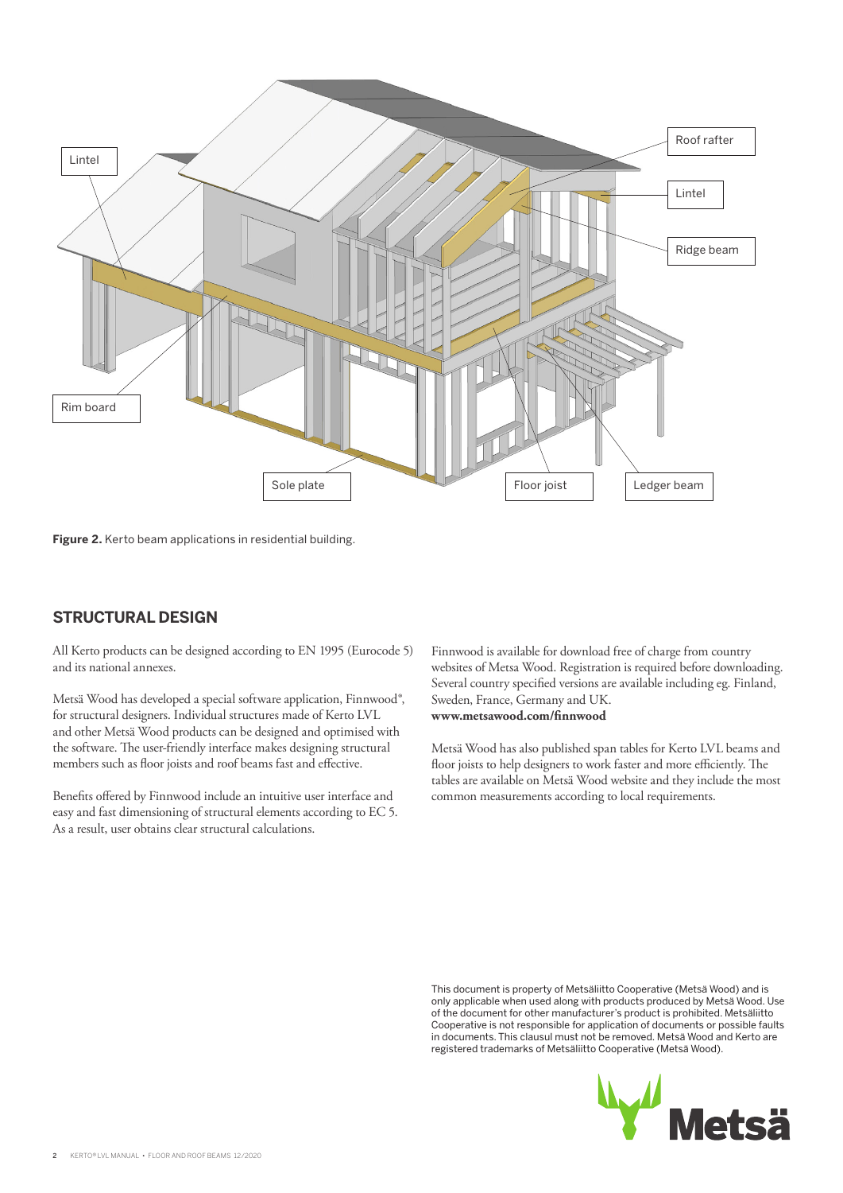Lintel

Roof rafter

Lintel

Ridge beam

Rim board

Sole plate

Floor joist

Ledger beam

**Figure 2.** Kerto beam applications in residential building.

## STRUCTURAL DESIGN

All Kerto products can be designed according to EN 1995 (Eurocode 5) and its national annexes.

Metsä Wood has developed a special software application, Finnwood®, for structural designers. Individual structures made of Kerto LVL and other Metsä Wood products can be designed and optimised with the software. The user-friendly interface makes designing structural members such as floor joists and roof beams fast and effective.

Benefits offered by Finnwood include an intuitive user interface and easy and fast dimensioning of structural elements according to EC 5. As a result, user obtains clear structural calculations.

Finnwood is available for download free of charge from country websites of Metsa Wood. Registration is required before downloading. Several country specified versions are available including eg. Finland, Sweden, France, Germany and UK.
**www.metsawood.com/finnwood**

Metsä Wood has also published span tables for Kerto LVL beams and floor joists to help designers to work faster and more efficiently. The tables are available on Metsä Wood website and they include the most common measurements according to local requirements.

This document is property of Metsäliitto Cooperative (Metsä Wood) and is only applicable when used along with products produced by Metsä Wood. Use of the document for other manufacturer's product is prohibited. Metsäliitto Cooperative is not responsible for application of documents or possible faults in documents. This clausul must not be removed. Metsä Wood and Kerto are registered trademarks of Metsäliitto Cooperative (Metsä Wood).

Metsä